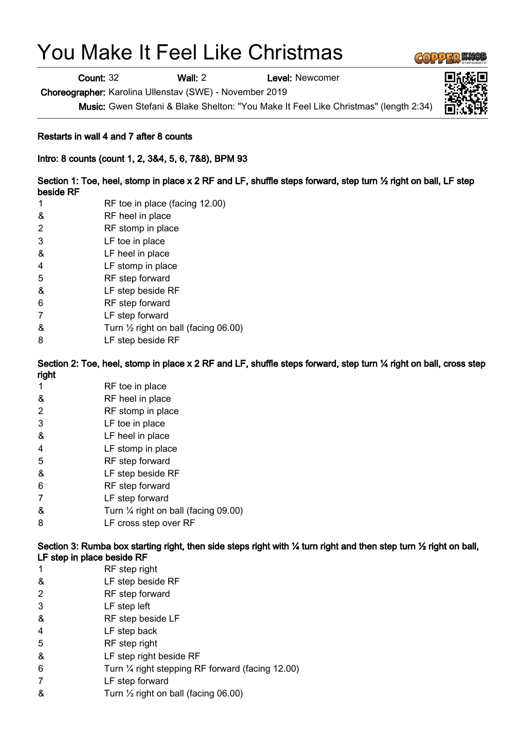# You Make It Feel Like Christmas

**Count:** 32 **Wall:** 2 **Level:** Newcomer

**Choreographer:** Karolina Ullenstav (SWE) - November 2019

**Music:** Gwen Stefani & Blake Shelton: "You Make It Feel Like Christmas" (length 2:34)

**Restarts in wall 4 and 7 after 8 counts**

**Intro: 8 counts (count 1, 2, 3&4, 5, 6, 7&8), BPM 93**

**Section 1: Toe, heel, stomp in place x 2 RF and LF, shuffle steps forward, step turn ½ right on ball, LF step beside RF**

| | |
|---|---|
| 1 | RF toe in place (facing 12.00) |
| & | RF heel in place |
| 2 | RF stomp in place |
| 3 | LF toe in place |
| & | LF heel in place |
| 4 | LF stomp in place |
| 5 | RF step forward |
| & | LF step beside RF |
| 6 | RF step forward |
| 7 | LF step forward |
| & | Turn ½ right on ball (facing 06.00) |
| 8 | LF step beside RF |

**Section 2: Toe, heel, stomp in place x 2 RF and LF, shuffle steps forward, step turn ¼ right on ball, cross step right**

| | |
|---|---|
| 1 | RF toe in place |
| & | RF heel in place |
| 2 | RF stomp in place |
| 3 | LF toe in place |
| & | LF heel in place |
| 4 | LF stomp in place |
| 5 | RF step forward |
| & | LF step beside RF |
| 6 | RF step forward |
| 7 | LF step forward |
| & | Turn ¼ right on ball (facing 09.00) |
| 8 | LF cross step over RF |

**Section 3: Rumba box starting right, then side steps right with ¼ turn right and then step turn ½ right on ball, LF step in place beside RF**

| | |
|---|---|
| 1 | RF step right |
| & | LF step beside RF |
| 2 | RF step forward |
| 3 | LF step left |
| & | RF step beside LF |
| 4 | LF step back |
| 5 | RF step right |
| & | LF step right beside RF |
| 6 | Turn ¼ right stepping RF forward (facing 12.00) |
| 7 | LF step forward |
| & | Turn ½ right on ball (facing 06.00) |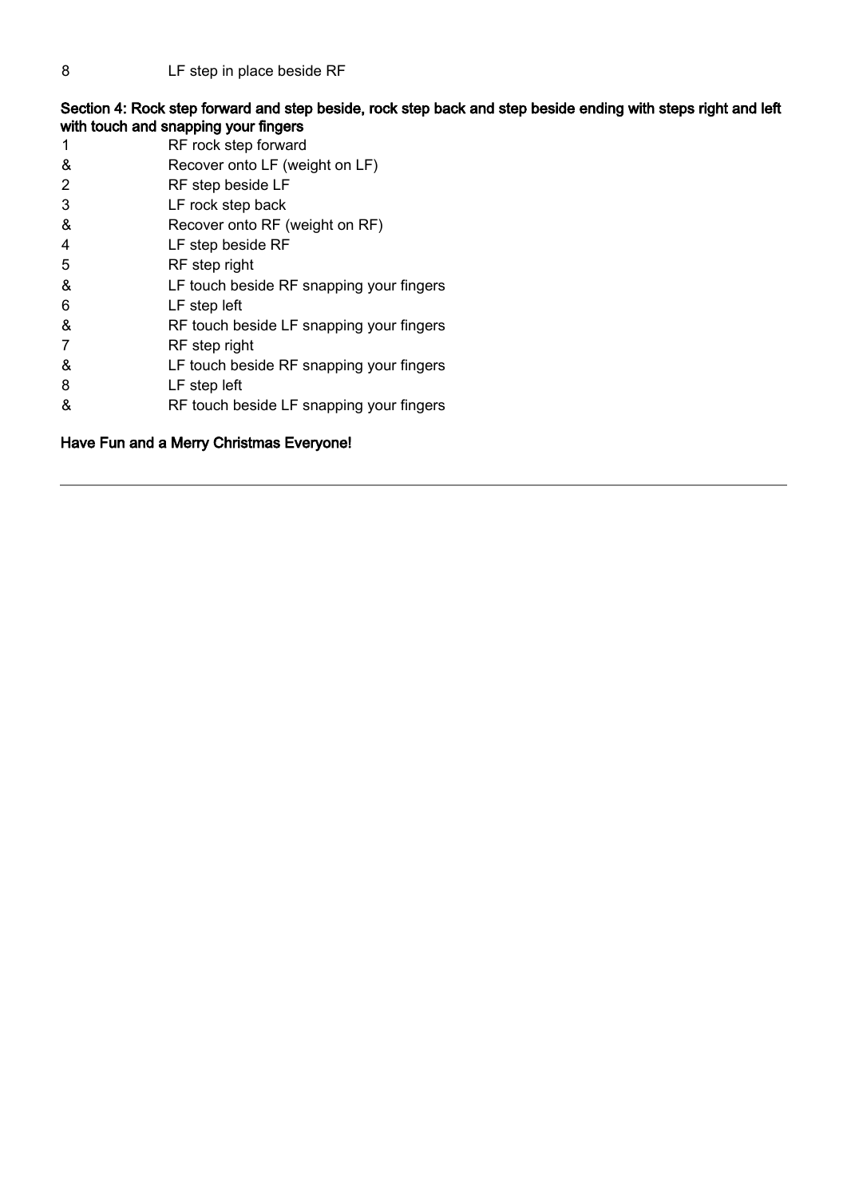| | |
|---|---|
| 8 | LF step in place beside RF |

**Section 4: Rock step forward and step beside, rock step back and step beside ending with steps right and left with touch and snapping your fingers**

| | |
|---|---|
| 1 | RF rock step forward |
| & | Recover onto LF (weight on LF) |
| 2 | RF step beside LF |
| 3 | LF rock step back |
| & | Recover onto RF (weight on RF) |
| 4 | LF step beside RF |
| 5 | RF step right |
| & | LF touch beside RF snapping your fingers |
| 6 | LF step left |
| & | RF touch beside LF snapping your fingers |
| 7 | RF step right |
| & | LF touch beside RF snapping your fingers |
| 8 | LF step left |
| & | RF touch beside LF snapping your fingers |

**Have Fun and a Merry Christmas Everyone!**

---